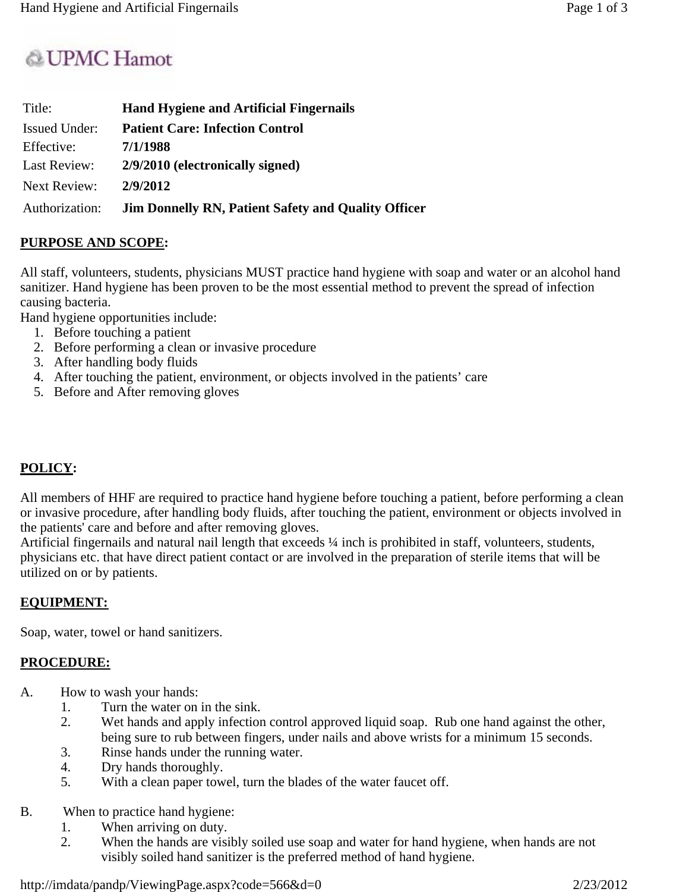UPMC Hamot

| Title: | **Hand Hygiene and Artificial Fingernails** |
|---|---|
| Issued Under: | **Patient Care: Infection Control** |
| Effective: | **7/1/1988** |
| Last Review: | **2/9/2010 (electronically signed)** |
| Next Review: | **2/9/2012** |
| Authorization: | **Jim Donnelly RN, Patient Safety and Quality Officer** |

## PURPOSE AND SCOPE:

All staff, volunteers, students, physicians MUST practice hand hygiene with soap and water or an alcohol hand sanitizer. Hand hygiene has been proven to be the most essential method to prevent the spread of infection causing bacteria.

Hand hygiene opportunities include:

1. Before touching a patient
2. Before performing a clean or invasive procedure
3. After handling body fluids
4. After touching the patient, environment, or objects involved in the patients' care
5. Before and After removing gloves

## POLICY:

All members of HHF are required to practice hand hygiene before touching a patient, before performing a clean or invasive procedure, after handling body fluids, after touching the patient, environment or objects involved in the patients' care and before and after removing gloves.

Artificial fingernails and natural nail length that exceeds ¼ inch is prohibited in staff, volunteers, students, physicians etc. that have direct patient contact or are involved in the preparation of sterile items that will be utilized on or by patients.

## EQUIPMENT:

Soap, water, towel or hand sanitizers.

## PROCEDURE:

A. How to wash your hands:
   1. Turn the water on in the sink.
   2. Wet hands and apply infection control approved liquid soap. Rub one hand against the other, being sure to rub between fingers, under nails and above wrists for a minimum 15 seconds.
   3. Rinse hands under the running water.
   4. Dry hands thoroughly.
   5. With a clean paper towel, turn the blades of the water faucet off.

B. When to practice hand hygiene:
   1. When arriving on duty.
   2. When the hands are visibly soiled use soap and water for hand hygiene, when hands are not visibly soiled hand sanitizer is the preferred method of hand hygiene.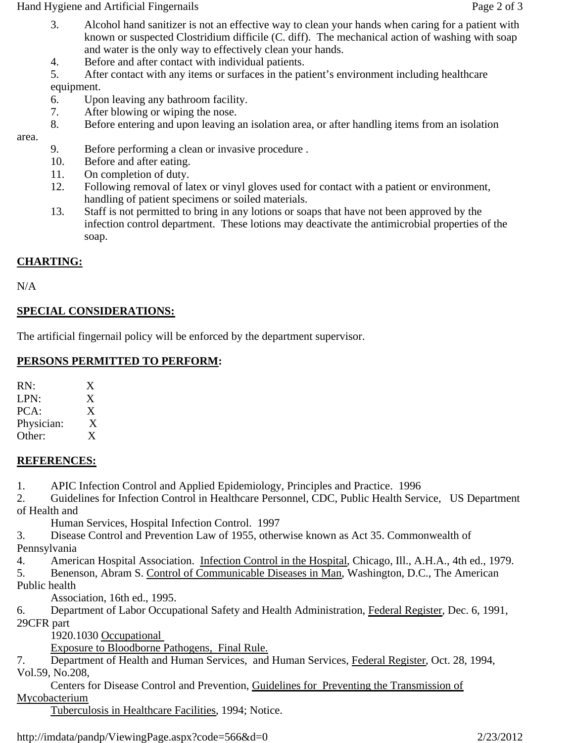3. Alcohol hand sanitizer is not an effective way to clean your hands when caring for a patient with known or suspected Clostridium difficile (C. diff). The mechanical action of washing with soap and water is the only way to effectively clean your hands.
4. Before and after contact with individual patients.
5. After contact with any items or surfaces in the patient's environment including healthcare equipment.
6. Upon leaving any bathroom facility.
7. After blowing or wiping the nose.
8. Before entering and upon leaving an isolation area, or after handling items from an isolation area.
9. Before performing a clean or invasive procedure .
10. Before and after eating.
11. On completion of duty.
12. Following removal of latex or vinyl gloves used for contact with a patient or environment, handling of patient specimens or soiled materials.
13. Staff is not permitted to bring in any lotions or soaps that have not been approved by the infection control department. These lotions may deactivate the antimicrobial properties of the soap.

## CHARTING:

N/A

## SPECIAL CONSIDERATIONS:

The artificial fingernail policy will be enforced by the department supervisor.

## PERSONS PERMITTED TO PERFORM:

| | |
|---|---|
| RN: | X |
| LPN: | X |
| PCA: | X |
| Physician: | X |
| Other: | X |

## REFERENCES:

1. APIC Infection Control and Applied Epidemiology, Principles and Practice. 1996
2. Guidelines for Infection Control in Healthcare Personnel, CDC, Public Health Service, US Department of Health and Human Services, Hospital Infection Control. 1997
3. Disease Control and Prevention Law of 1955, otherwise known as Act 35. Commonwealth of Pennsylvania
4. American Hospital Association. Infection Control in the Hospital, Chicago, Ill., A.H.A., 4th ed., 1979.
5. Benenson, Abram S. Control of Communicable Diseases in Man, Washington, D.C., The American Public health Association, 16th ed., 1995.
6. Department of Labor Occupational Safety and Health Administration, Federal Register, Dec. 6, 1991, 29CFR part 1920.1030 Occupational Exposure to Bloodborne Pathogens, Final Rule.
7. Department of Health and Human Services, and Human Services, Federal Register, Oct. 28, 1994, Vol.59, No.208, Centers for Disease Control and Prevention, Guidelines for Preventing the Transmission of Mycobacterium Tuberculosis in Healthcare Facilities, 1994; Notice.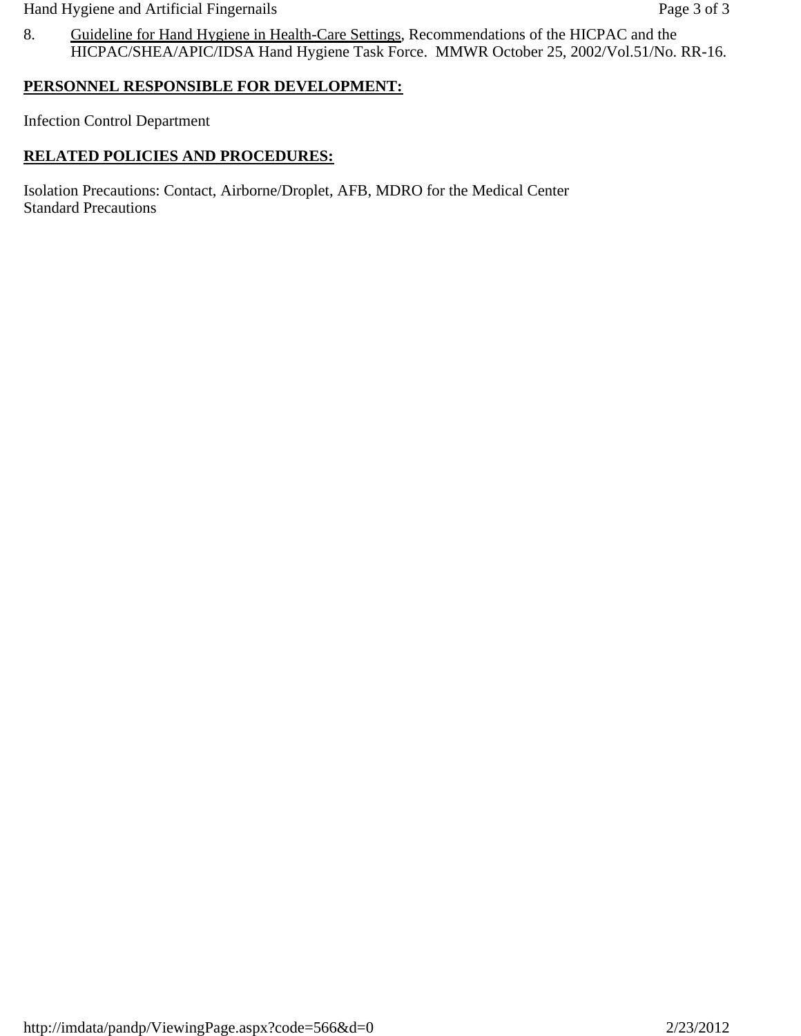8. Guideline for Hand Hygiene in Health-Care Settings, Recommendations of the HICPAC and the HICPAC/SHEA/APIC/IDSA Hand Hygiene Task Force. MMWR October 25, 2002/Vol.51/No. RR-16.

## PERSONNEL RESPONSIBLE FOR DEVELOPMENT:

Infection Control Department

## RELATED POLICIES AND PROCEDURES:

Isolation Precautions: Contact, Airborne/Droplet, AFB, MDRO for the Medical Center
Standard Precautions